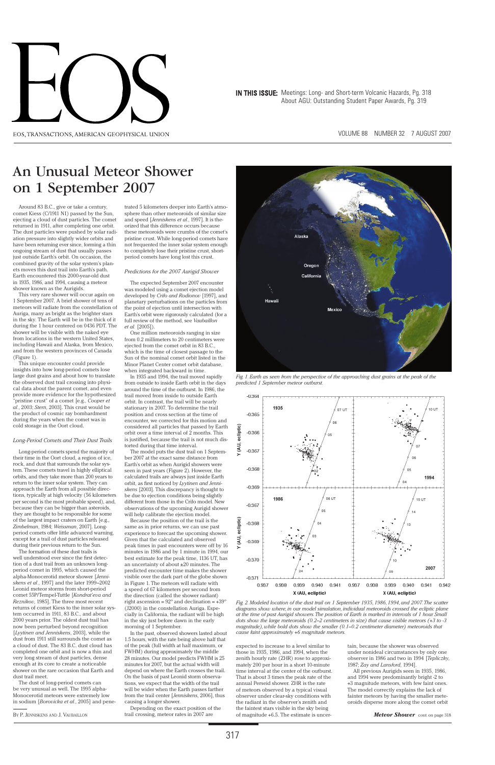# An Unusual Meteor Shower on 1 September 2007

Around 83 B.C., give or take a century, comet Kiess (C/1911 N1) passed by the Sun, ejecting a cloud of dust particles. The comet returned in 1911, after completing one orbit. The dust particles were pushed by solar radiation pressure into slightly wider orbits and have been returning ever since, forming a thin ongoing stream of dust that usually passes just outside Earth's orbit. On occasion, the combined gravity of the solar system's planets moves this dust trail into Earth's path. Earth encountered this 2000-year-old dust in 1935, 1986, and 1994, causing a meteor shower known as the Aurigids.

This very rare shower will occur again on 1 September 2007. A brief shower of tens of meteors will radiate from the constellation of Auriga, many as bright as the brighter stars in the sky. The Earth will be in the thick of it during the 1 hour centered on 0436 PDT. The shower will be visible with the naked eye from locations in the western United States, including Hawaii and Alaska, from Mexico, and from the western provinces of Canada (Figure 1).

This unique encounter could provide insights into how long-period comets lose large dust grains and about how to translate the observed dust trail crossing into physical data about the parent comet, and even provide more evidence for the hypothesized "pristine crust" of a comet [e.g., *Cooper et al.*, 2003; *Stern*, 2003]. This crust would be the product of cosmic ray bombardment during the years when the comet was in cold storage in the Oort cloud.

### *Long-Period Comets and Their Dust Trails*

Long-period comets spend the majority of their time in the Oort cloud, a region of ice, rock, and dust that surrounds the solar system. These comets travel in highly elliptical orbits, and they take more than 200 years to return to the inner solar system. They can approach the Earth from all possible directions, typically at high velocity (56 kilometers per second is the most probable speed), and, because they can be bigger than asteroids, they are thought to be responsible for some of the largest impact craters on Earth [e.g., *Zimbelman*, 1984; *Weissman*, 2007]. Long-period comets offer little advanced warning, except for a trail of dust particles released during their previous return to the Sun.

The formation of these dust trails is well understood ever since the first detection of a dust trail from an unknown long-period comet in 1995, which caused the alpha-Monocerotid meteor shower [*Jenniskens et al.*, 1997] and the later 1999–2002 Leonid meteor storms from short-period comet 55P/Tempel-Tuttle [*Kondrat'eva and Reznikov*, 1985]. The three most recent returns of comet Kiess to the inner solar system occurred in 1911, 83 B.C., and about 2000 years prior. The oldest dust trail has now been perturbed beyond recognition [*Lyytinen and Jenniskens*, 2003], while the dust from 1911 still surrounds the comet as a cloud of dust. The 83 B.C. dust cloud has completed one orbit and is now a thin and very long stream of dust particles, dense enough at its core to create a noticeable shower on the rare occasion that Earth and dust trail meet.

The dust of long-period comets can be very unusual as well. The 1995 alpha-Monocerotid meteors were extremely low in sodium [*Borovicka et al.*, 2005] and penetrated 5 kilometers deeper into Earth's atmosphere than other meteoroids of similar size and speed [*Jenniskens et al.*, 1997]. It is theorized that this difference occurs because these meteoroids were crumbs of the comet's pristine crust. While long-period comets have not frequented the inner solar system enough to completely lose their pristine crust, short-period comets have long lost this crust.

BY P. JENNISKENS AND J. VAUBAILLON

### *Predictions for the 2007 Aurigid Shower*

The expected September 2007 encounter was modeled using a comet ejection model developed by *Crifo and Rodionov* [1997], and planetary perturbations on the particles from the point of ejection until intersection with Earth's orbit were rigorously calculated (for a full review of the method, see *Vaubaillon et al.* [2005]).

One million meteoroids ranging in size from 0.2 millimeters to 20 centimeters were ejected from the comet orbit in 83 B.C., which is the time of closest passage to the Sun of the nominal comet orbit listed in the Minor Planet Center comet orbit database, when integrated backward in time.

In 1935 and 1994, the trail moved rapidly from outside to inside Earth orbit in the days around the time of the outburst. In 1986, the trail moved from inside to outside Earth orbit. In contrast, the trail will be nearly stationary in 2007. To determine the trail position and cross section at the time of encounter, we corrected for this motion and considered all particles that passed by Earth orbit over a time interval of 2 months. This is justified, because the trail is not much distorted during that time interval.

The model puts the dust trail on 1 September 2007 at the exact same distance from Earth's orbit as when Aurigid showers were seen in past years (Figure 2). However, the calculated trails are always just inside Earth orbit, as first noticed by *Lyytinen and Jenniskens* [2003]. This discrepancy is thought to be due to ejection conditions being slightly different from those in the Crifo model. New observations of the upcoming Aurigid shower will help calibrate the ejection model.

Because the position of the trail is the same as in prior returns, we can use past experience to forecast the upcoming shower. Given that the calculated and observed peak times in past encounters were off by 16 minutes in 1986 and by 1 minute in 1994, our best estimate for the peak time, 1136 UT, has an uncertainty of about ±20 minutes. The predicted encounter time makes the shower visible over the dark part of the globe shown in Figure 1. The meteors will radiate with a speed of 67 kilometers per second from the direction (called the shower radiant) right ascension = 92° and declination = +39° (J2000) in the constellation Auriga. Especially in California, the radiant will be high in the sky just before dawn in the early morning of 1 September.

In the past, observed showers lasted about 1.5 hours, with the rate being above half that of the peak (full width at half maximum, or FWHM) during approximately the middle 28 minutes. Our model predicts FWHM is 25 minutes for 2007, but the actual width will depend on where the Earth crosses the trail. On the basis of past Leonid storm observations, we expect that the width of the trail will be wider when the Earth passes farther from the trail center [*Jenniskens*, 2006], thus causing a longer shower.

Depending on the exact position of the trail crossing, meteor rates in 2007 are expected to increase to a level similar to those in 1935, 1986, and 1994, when the zenith hourly rate (ZHR) rose to approximately 200 per hour in a short 10-minute time interval at the center of the outburst. That is about 3 times the peak rate of the annual Perseid shower. ZHR is the rate of meteors observed by a typical visual observer under clear-sky conditions with the radiant in the observer's zenith and the faintest stars visible in the sky being of magnitude +6.5. The estimate is uncertain, because the shower was observed under nonideal circumstances by only one observer in 1986 and two in 1994 [*Tepliczky*, 1987; *Zay and Lunsford*, 1994].

All previous Aurigids seen in 1935, 1986, and 1994 were predominantly bright -2 to +3 magnitude meteors, with few faint ones. The model correctly explains the lack of fainter meteors by having the smaller meteoroids disperse more along the comet orbit

*Fig. 1. Earth as seen from the perspective of the approaching dust grains at the peak of the predicted 1 September meteor outburst.*

*Fig. 2. Modeled location of the dust trail on 1 September 1935, 1986, 1994, and 2007. The scatter diagrams show where, in our model simulation, individual meteoroids crossed the ecliptic plane at the time of past Aurigid showers. The position of Earth is marked in intervals of 1 hour. Small dots show the large meteoroids (0.2–2 centimeters in size) that cause visible meteors (+3 to -3 magnitude), while bold dots show the smaller (0.1–0.2 centimeter diameter) meteoroids that cause faint approximately +6 magnitude meteors.*

***Meteor Shower*** cont. on page 318